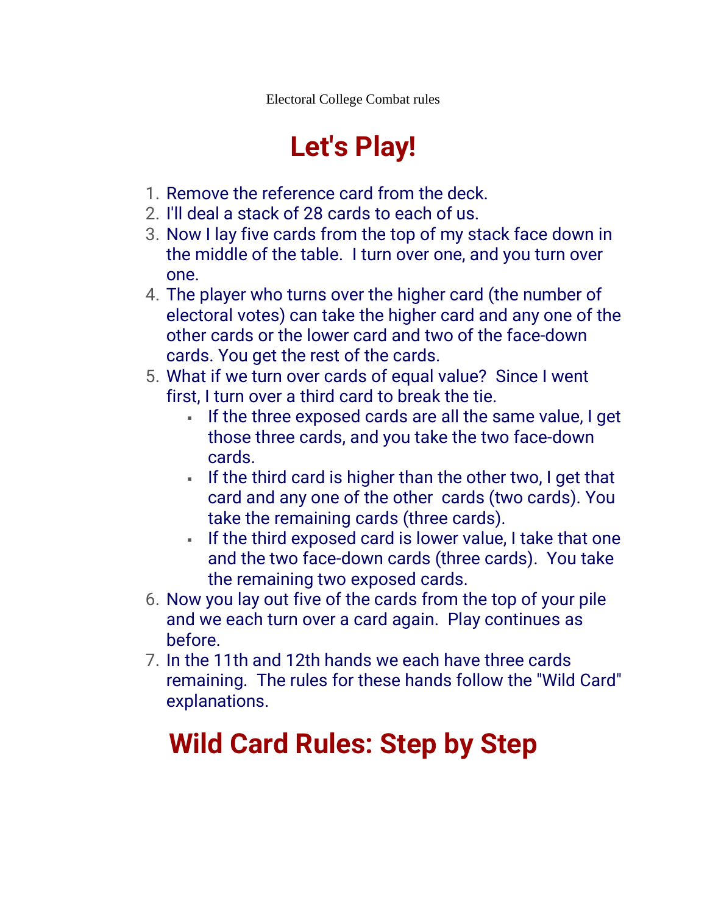Electoral College Combat rules

# Let's Play!

1. Remove the reference card from the deck.
2. I'll deal a stack of 28 cards to each of us.
3. Now I lay five cards from the top of my stack face down in the middle of the table. I turn over one, and you turn over one.
4. The player who turns over the higher card (the number of electoral votes) can take the higher card and any one of the other cards or the lower card and two of the face-down cards. You get the rest of the cards.
5. What if we turn over cards of equal value? Since I went first, I turn over a third card to break the tie.
   - If the three exposed cards are all the same value, I get those three cards, and you take the two face-down cards.
   - If the third card is higher than the other two, I get that card and any one of the other cards (two cards). You take the remaining cards (three cards).
   - If the third exposed card is lower value, I take that one and the two face-down cards (three cards). You take the remaining two exposed cards.
6. Now you lay out five of the cards from the top of your pile and we each turn over a card again. Play continues as before.
7. In the 11th and 12th hands we each have three cards remaining. The rules for these hands follow the "Wild Card" explanations.

# Wild Card Rules: Step by Step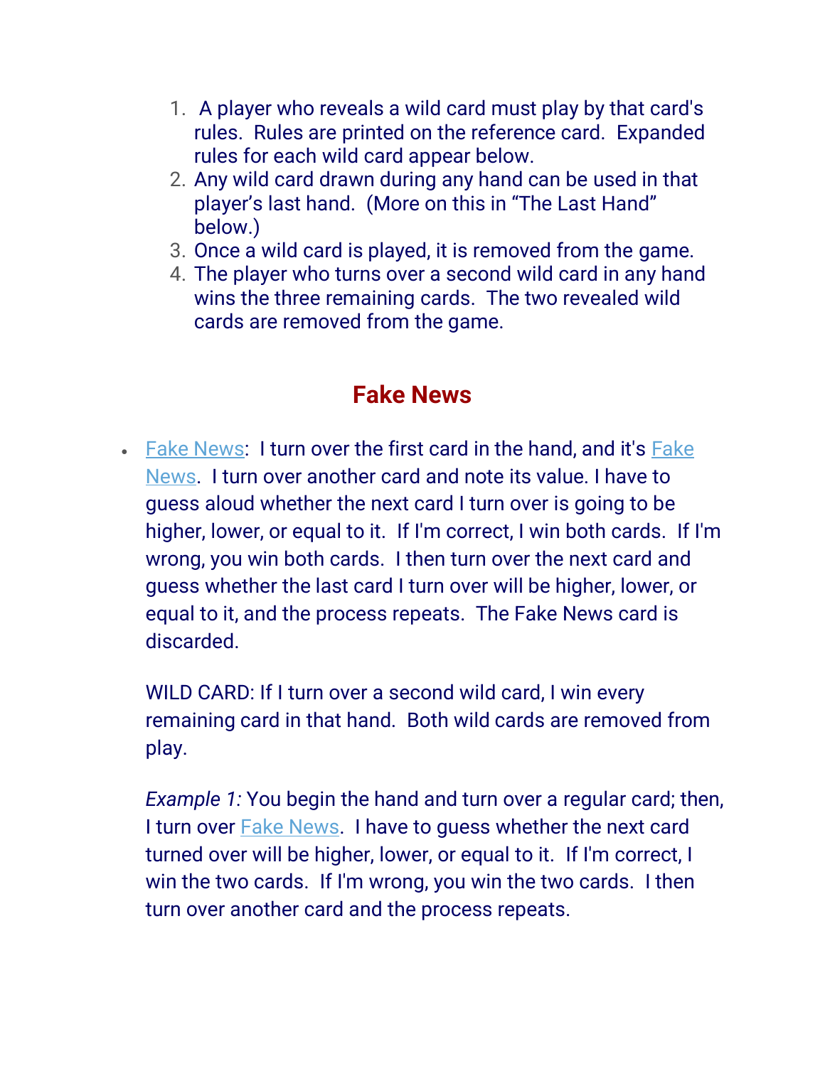1. A player who reveals a wild card must play by that card's rules. Rules are printed on the reference card. Expanded rules for each wild card appear below.
2. Any wild card drawn during any hand can be used in that player's last hand. (More on this in "The Last Hand" below.)
3. Once a wild card is played, it is removed from the game.
4. The player who turns over a second wild card in any hand wins the three remaining cards. The two revealed wild cards are removed from the game.

## Fake News

- Fake News: I turn over the first card in the hand, and it's Fake News. I turn over another card and note its value. I have to guess aloud whether the next card I turn over is going to be higher, lower, or equal to it. If I'm correct, I win both cards. If I'm wrong, you win both cards. I then turn over the next card and guess whether the last card I turn over will be higher, lower, or equal to it, and the process repeats. The Fake News card is discarded.

  WILD CARD: If I turn over a second wild card, I win every remaining card in that hand. Both wild cards are removed from play.

  *Example 1:* You begin the hand and turn over a regular card; then, I turn over Fake News. I have to guess whether the next card turned over will be higher, lower, or equal to it. If I'm correct, I win the two cards. If I'm wrong, you win the two cards. I then turn over another card and the process repeats.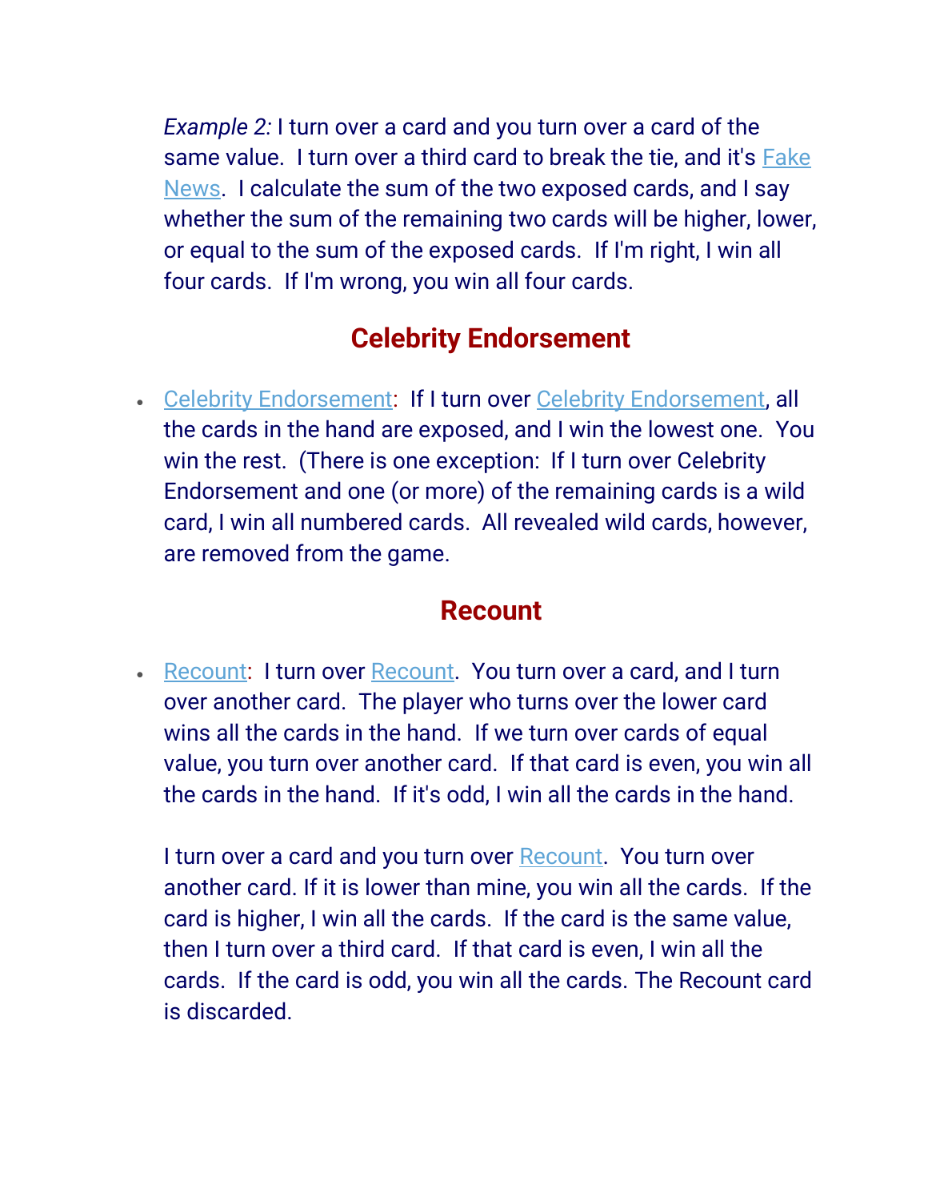*Example 2:* I turn over a card and you turn over a card of the same value. I turn over a third card to break the tie, and it's Fake News. I calculate the sum of the two exposed cards, and I say whether the sum of the remaining two cards will be higher, lower, or equal to the sum of the exposed cards. If I'm right, I win all four cards. If I'm wrong, you win all four cards.

## Celebrity Endorsement

- Celebrity Endorsement: If I turn over Celebrity Endorsement, all the cards in the hand are exposed, and I win the lowest one. You win the rest. (There is one exception: If I turn over Celebrity Endorsement and one (or more) of the remaining cards is a wild card, I win all numbered cards. All revealed wild cards, however, are removed from the game.

## Recount

- Recount: I turn over Recount. You turn over a card, and I turn over another card. The player who turns over the lower card wins all the cards in the hand. If we turn over cards of equal value, you turn over another card. If that card is even, you win all the cards in the hand. If it's odd, I win all the cards in the hand.

  I turn over a card and you turn over Recount. You turn over another card. If it is lower than mine, you win all the cards. If the card is higher, I win all the cards. If the card is the same value, then I turn over a third card. If that card is even, I win all the cards. If the card is odd, you win all the cards. The Recount card is discarded.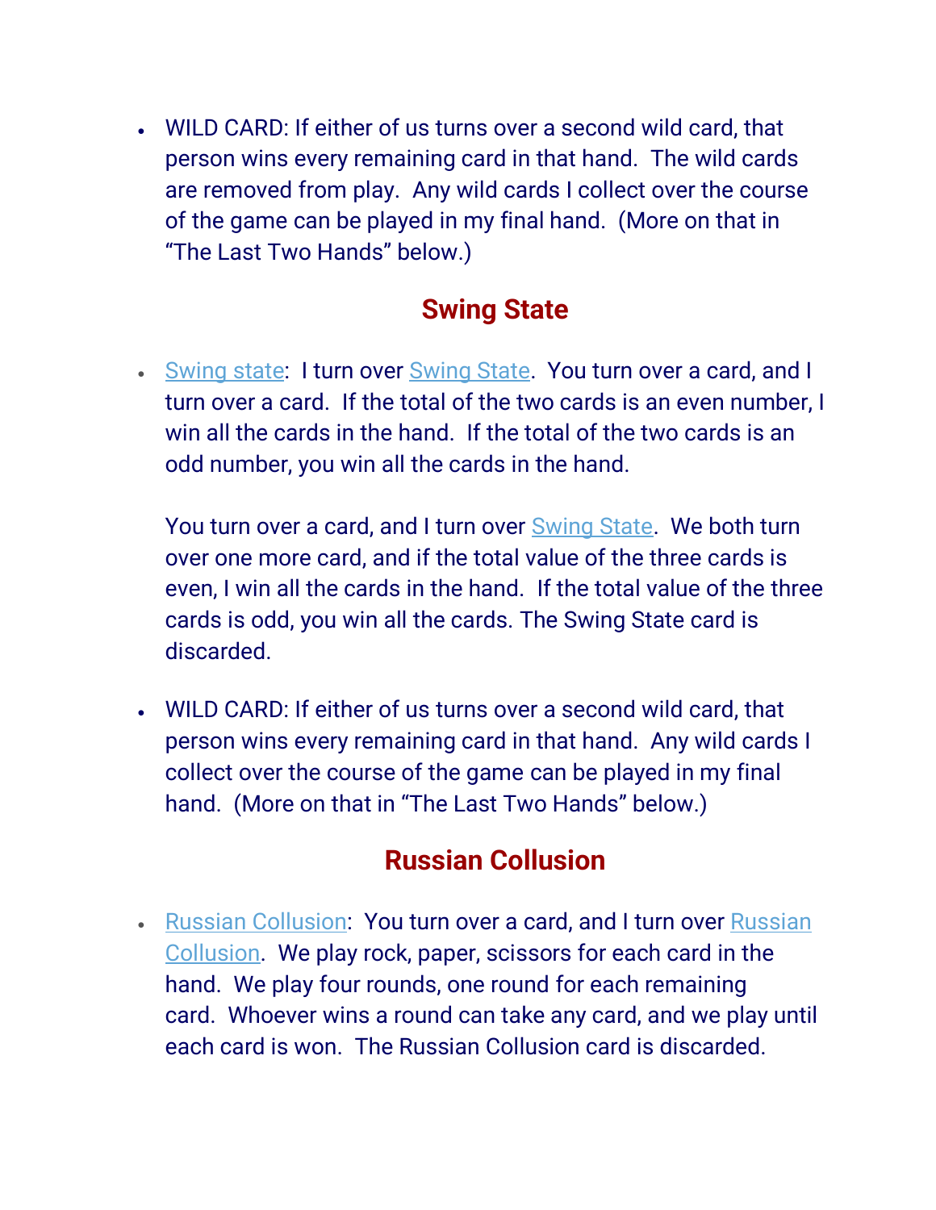- WILD CARD: If either of us turns over a second wild card, that person wins every remaining card in that hand. The wild cards are removed from play. Any wild cards I collect over the course of the game can be played in my final hand. (More on that in "The Last Two Hands" below.)

## Swing State

- Swing state: I turn over Swing State. You turn over a card, and I turn over a card. If the total of the two cards is an even number, I win all the cards in the hand. If the total of the two cards is an odd number, you win all the cards in the hand.

  You turn over a card, and I turn over Swing State. We both turn over one more card, and if the total value of the three cards is even, I win all the cards in the hand. If the total value of the three cards is odd, you win all the cards. The Swing State card is discarded.

- WILD CARD: If either of us turns over a second wild card, that person wins every remaining card in that hand. Any wild cards I collect over the course of the game can be played in my final hand. (More on that in "The Last Two Hands" below.)

## Russian Collusion

- Russian Collusion: You turn over a card, and I turn over Russian Collusion. We play rock, paper, scissors for each card in the hand. We play four rounds, one round for each remaining card. Whoever wins a round can take any card, and we play until each card is won. The Russian Collusion card is discarded.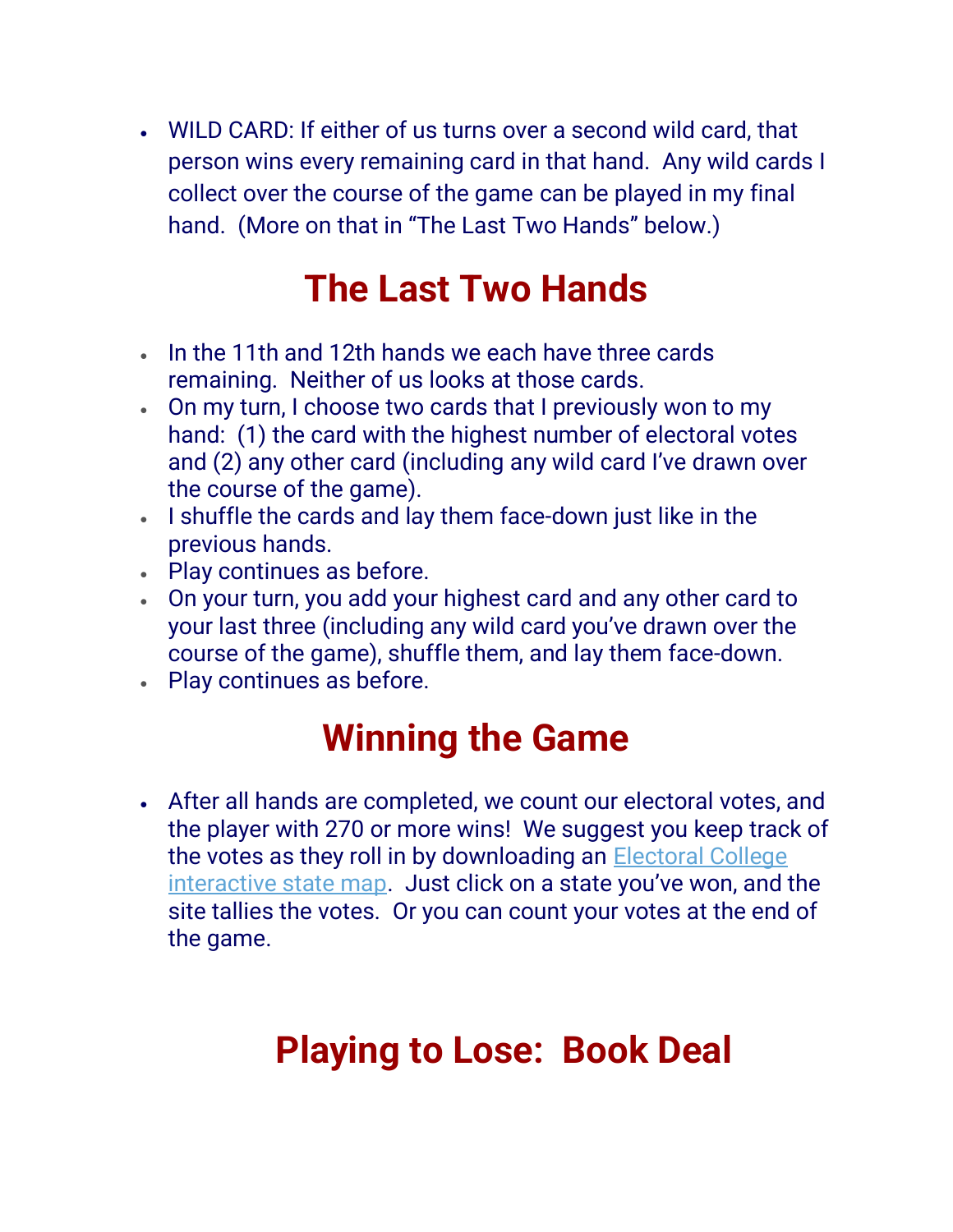- WILD CARD: If either of us turns over a second wild card, that person wins every remaining card in that hand. Any wild cards I collect over the course of the game can be played in my final hand. (More on that in "The Last Two Hands" below.)

## The Last Two Hands

- In the 11th and 12th hands we each have three cards remaining. Neither of us looks at those cards.
- On my turn, I choose two cards that I previously won to my hand: (1) the card with the highest number of electoral votes and (2) any other card (including any wild card I've drawn over the course of the game).
- I shuffle the cards and lay them face-down just like in the previous hands.
- Play continues as before.
- On your turn, you add your highest card and any other card to your last three (including any wild card you've drawn over the course of the game), shuffle them, and lay them face-down.
- Play continues as before.

## Winning the Game

- After all hands are completed, we count our electoral votes, and the player with 270 or more wins! We suggest you keep track of the votes as they roll in by downloading an Electoral College interactive state map. Just click on a state you've won, and the site tallies the votes. Or you can count your votes at the end of the game.

## Playing to Lose: Book Deal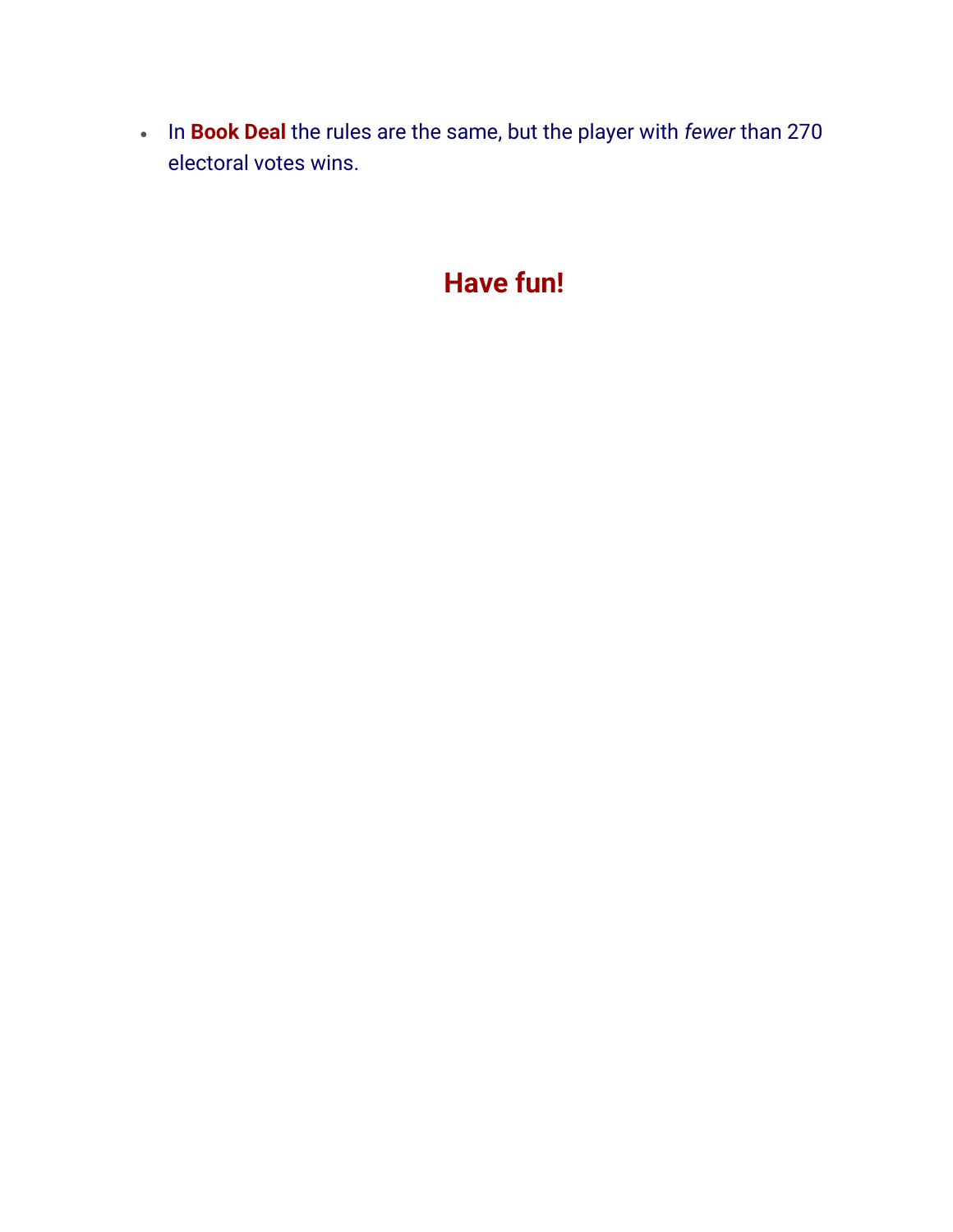- In **Book Deal** the rules are the same, but the player with *fewer* than 270 electoral votes wins.

## Have fun!